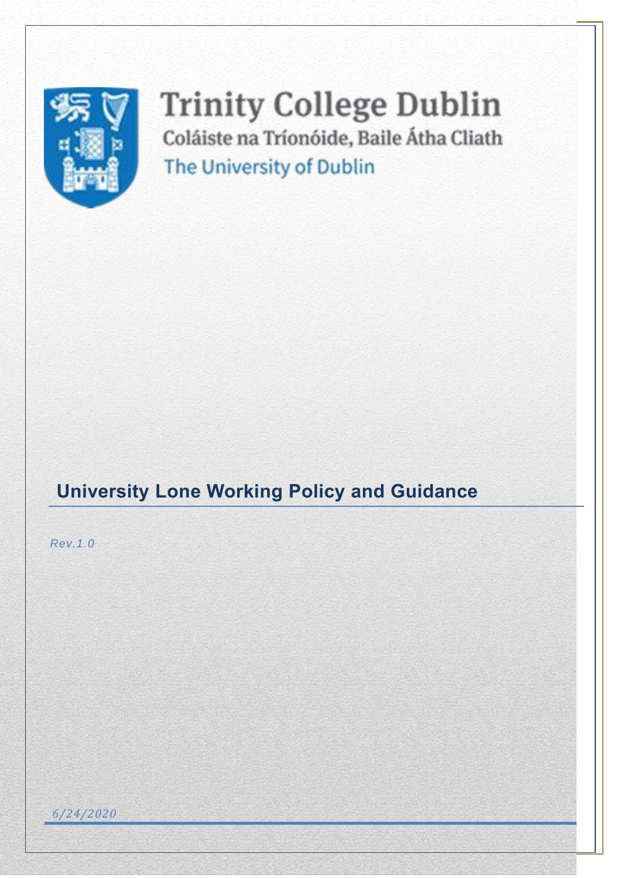Trinity College Dublin

Coláiste na Tríonóide, Baile Átha Cliath

The University of Dublin

# University Lone Working Policy and Guidance

*Rev.1.0*

*6/24/2020*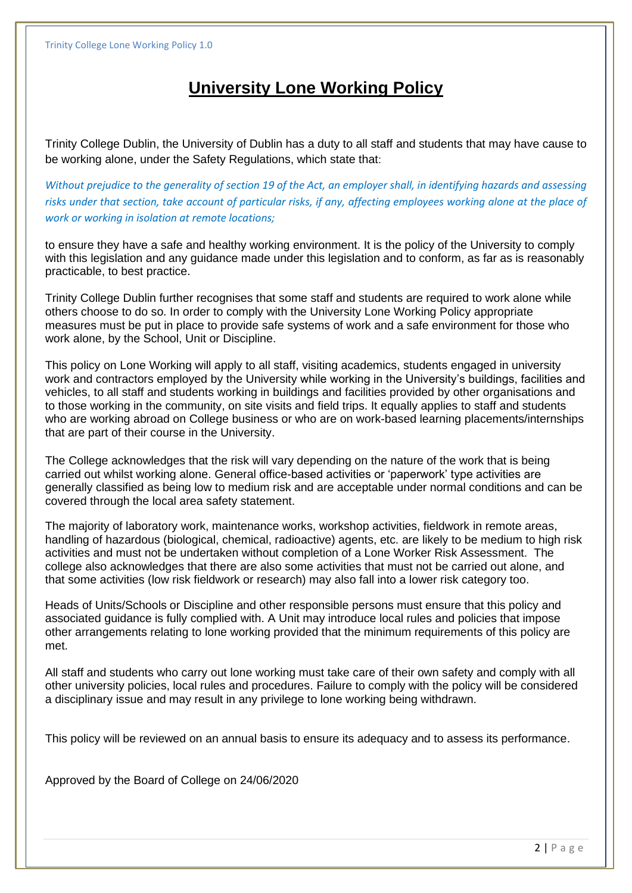# University Lone Working Policy

Trinity College Dublin, the University of Dublin has a duty to all staff and students that may have cause to be working alone, under the Safety Regulations, which state that:

*Without prejudice to the generality of section 19 of the Act, an employer shall, in identifying hazards and assessing risks under that section, take account of particular risks, if any, affecting employees working alone at the place of work or working in isolation at remote locations;*

to ensure they have a safe and healthy working environment. It is the policy of the University to comply with this legislation and any guidance made under this legislation and to conform, as far as is reasonably practicable, to best practice.

Trinity College Dublin further recognises that some staff and students are required to work alone while others choose to do so. In order to comply with the University Lone Working Policy appropriate measures must be put in place to provide safe systems of work and a safe environment for those who work alone, by the School, Unit or Discipline.

This policy on Lone Working will apply to all staff, visiting academics, students engaged in university work and contractors employed by the University while working in the University's buildings, facilities and vehicles, to all staff and students working in buildings and facilities provided by other organisations and to those working in the community, on site visits and field trips. It equally applies to staff and students who are working abroad on College business or who are on work-based learning placements/internships that are part of their course in the University.

The College acknowledges that the risk will vary depending on the nature of the work that is being carried out whilst working alone. General office-based activities or 'paperwork' type activities are generally classified as being low to medium risk and are acceptable under normal conditions and can be covered through the local area safety statement.

The majority of laboratory work, maintenance works, workshop activities, fieldwork in remote areas, handling of hazardous (biological, chemical, radioactive) agents, etc. are likely to be medium to high risk activities and must not be undertaken without completion of a Lone Worker Risk Assessment. The college also acknowledges that there are also some activities that must not be carried out alone, and that some activities (low risk fieldwork or research) may also fall into a lower risk category too.

Heads of Units/Schools or Discipline and other responsible persons must ensure that this policy and associated guidance is fully complied with. A Unit may introduce local rules and policies that impose other arrangements relating to lone working provided that the minimum requirements of this policy are met.

All staff and students who carry out lone working must take care of their own safety and comply with all other university policies, local rules and procedures. Failure to comply with the policy will be considered a disciplinary issue and may result in any privilege to lone working being withdrawn.

This policy will be reviewed on an annual basis to ensure its adequacy and to assess its performance.

Approved by the Board of College on 24/06/2020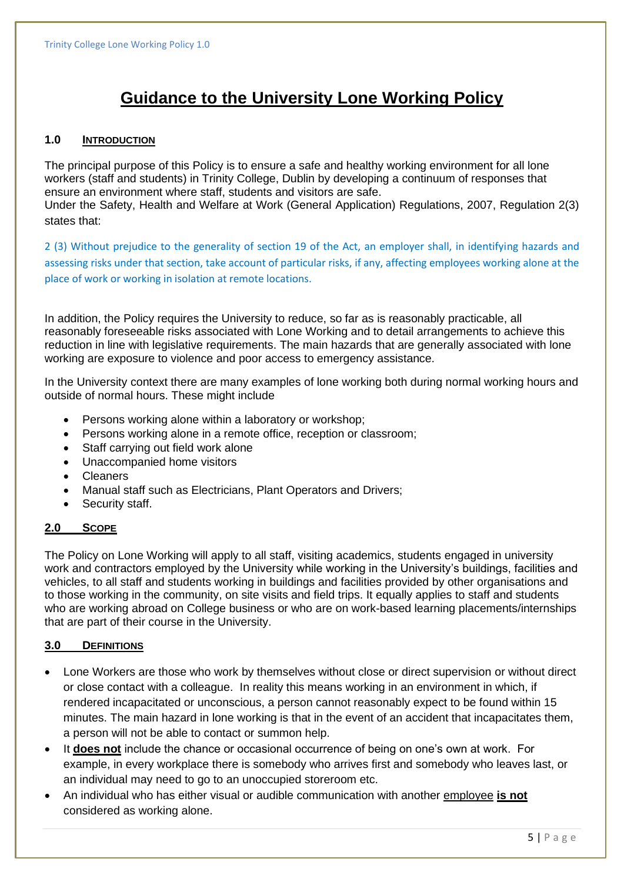# Guidance to the University Lone Working Policy

## 1.0 INTRODUCTION

The principal purpose of this Policy is to ensure a safe and healthy working environment for all lone workers (staff and students) in Trinity College, Dublin by developing a continuum of responses that ensure an environment where staff, students and visitors are safe.
Under the Safety, Health and Welfare at Work (General Application) Regulations, 2007, Regulation 2(3) states that:

2 (3) Without prejudice to the generality of section 19 of the Act, an employer shall, in identifying hazards and assessing risks under that section, take account of particular risks, if any, affecting employees working alone at the place of work or working in isolation at remote locations.

In addition, the Policy requires the University to reduce, so far as is reasonably practicable, all reasonably foreseeable risks associated with Lone Working and to detail arrangements to achieve this reduction in line with legislative requirements. The main hazards that are generally associated with lone working are exposure to violence and poor access to emergency assistance.

In the University context there are many examples of lone working both during normal working hours and outside of normal hours. These might include

- Persons working alone within a laboratory or workshop;
- Persons working alone in a remote office, reception or classroom;
- Staff carrying out field work alone
- Unaccompanied home visitors
- Cleaners
- Manual staff such as Electricians, Plant Operators and Drivers;
- Security staff.

## 2.0 SCOPE

The Policy on Lone Working will apply to all staff, visiting academics, students engaged in university work and contractors employed by the University while working in the University's buildings, facilities and vehicles, to all staff and students working in buildings and facilities provided by other organisations and to those working in the community, on site visits and field trips. It equally applies to staff and students who are working abroad on College business or who are on work-based learning placements/internships that are part of their course in the University.

## 3.0 DEFINITIONS

- Lone Workers are those who work by themselves without close or direct supervision or without direct or close contact with a colleague. In reality this means working in an environment in which, if rendered incapacitated or unconscious, a person cannot reasonably expect to be found within 15 minutes. The main hazard in lone working is that in the event of an accident that incapacitates them, a person will not be able to contact or summon help.
- It **does not** include the chance or occasional occurrence of being on one's own at work. For example, in every workplace there is somebody who arrives first and somebody who leaves last, or an individual may need to go to an unoccupied storeroom etc.
- An individual who has either visual or audible communication with another employee **is not** considered as working alone.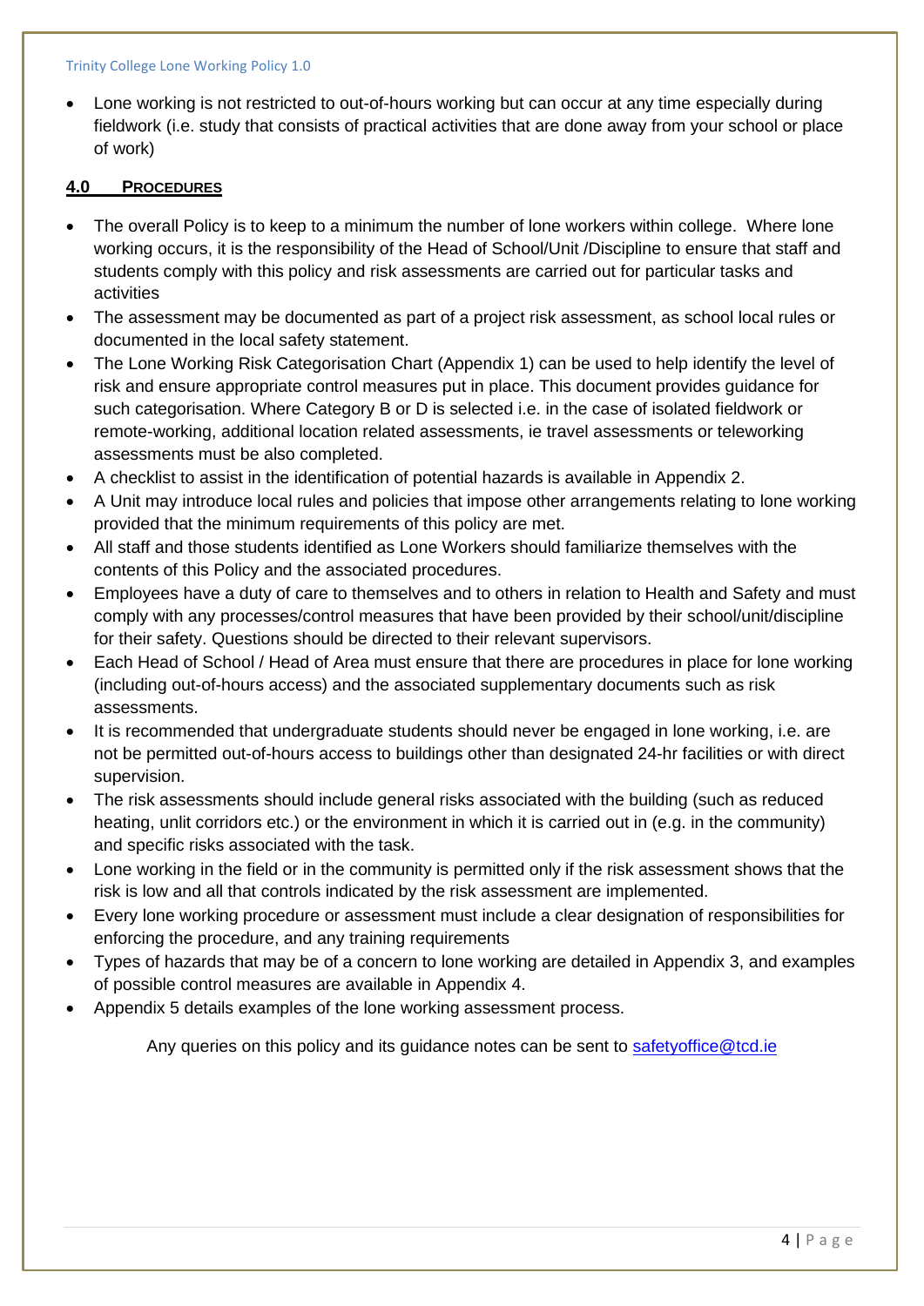- Lone working is not restricted to out-of-hours working but can occur at any time especially during fieldwork (i.e. study that consists of practical activities that are done away from your school or place of work)

## 4.0 PROCEDURES

- The overall Policy is to keep to a minimum the number of lone workers within college. Where lone working occurs, it is the responsibility of the Head of School/Unit /Discipline to ensure that staff and students comply with this policy and risk assessments are carried out for particular tasks and activities
- The assessment may be documented as part of a project risk assessment, as school local rules or documented in the local safety statement.
- The Lone Working Risk Categorisation Chart (Appendix 1) can be used to help identify the level of risk and ensure appropriate control measures put in place. This document provides guidance for such categorisation. Where Category B or D is selected i.e. in the case of isolated fieldwork or remote-working, additional location related assessments, ie travel assessments or teleworking assessments must be also completed.
- A checklist to assist in the identification of potential hazards is available in Appendix 2.
- A Unit may introduce local rules and policies that impose other arrangements relating to lone working provided that the minimum requirements of this policy are met.
- All staff and those students identified as Lone Workers should familiarize themselves with the contents of this Policy and the associated procedures.
- Employees have a duty of care to themselves and to others in relation to Health and Safety and must comply with any processes/control measures that have been provided by their school/unit/discipline for their safety. Questions should be directed to their relevant supervisors.
- Each Head of School / Head of Area must ensure that there are procedures in place for lone working (including out-of-hours access) and the associated supplementary documents such as risk assessments.
- It is recommended that undergraduate students should never be engaged in lone working, i.e. are not be permitted out-of-hours access to buildings other than designated 24-hr facilities or with direct supervision.
- The risk assessments should include general risks associated with the building (such as reduced heating, unlit corridors etc.) or the environment in which it is carried out in (e.g. in the community) and specific risks associated with the task.
- Lone working in the field or in the community is permitted only if the risk assessment shows that the risk is low and all that controls indicated by the risk assessment are implemented.
- Every lone working procedure or assessment must include a clear designation of responsibilities for enforcing the procedure, and any training requirements
- Types of hazards that may be of a concern to lone working are detailed in Appendix 3, and examples of possible control measures are available in Appendix 4.
- Appendix 5 details examples of the lone working assessment process.

Any queries on this policy and its guidance notes can be sent to [safetyoffice@tcd.ie](mailto:safetyoffice@tcd.ie)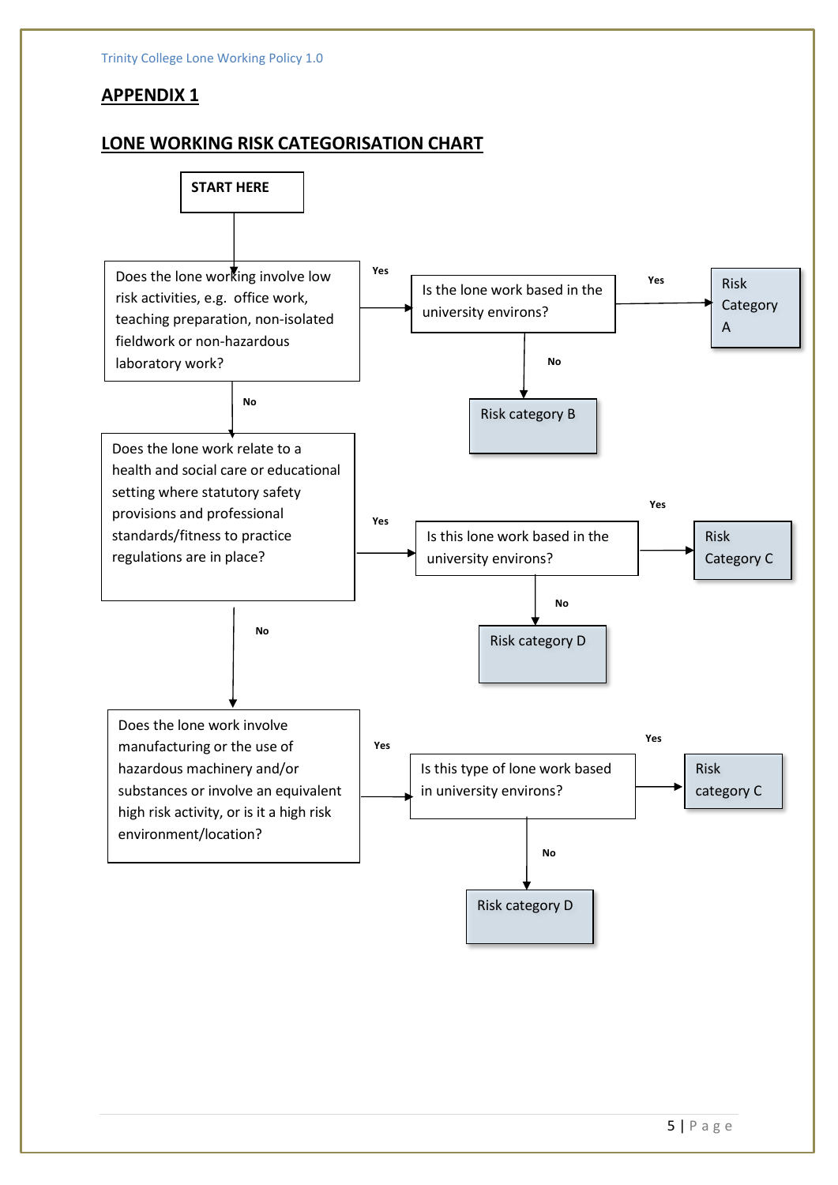## APPENDIX 1

## LONE WORKING RISK CATEGORISATION CHART

**START HERE**

Does the lone working involve low risk activities, e.g. office work, teaching preparation, non-isolated fieldwork or non-hazardous laboratory work?

- **Yes** → Is the lone work based in the university environs?
  - **Yes** → Risk Category A
  - **No** → Risk category B
- **No** → Does the lone work relate to a health and social care or educational setting where statutory safety provisions and professional standards/fitness to practice regulations are in place?
  - **Yes** → Is this lone work based in the university environs?
    - **Yes** → Risk Category C
    - **No** → Risk category D
  - **No** → Does the lone work involve manufacturing or the use of hazardous machinery and/or substances or involve an equivalent high risk activity, or is it a high risk environment/location?
    - **Yes** → Is this type of lone work based in university environs?
      - **Yes** → Risk category C
      - **No** → Risk category D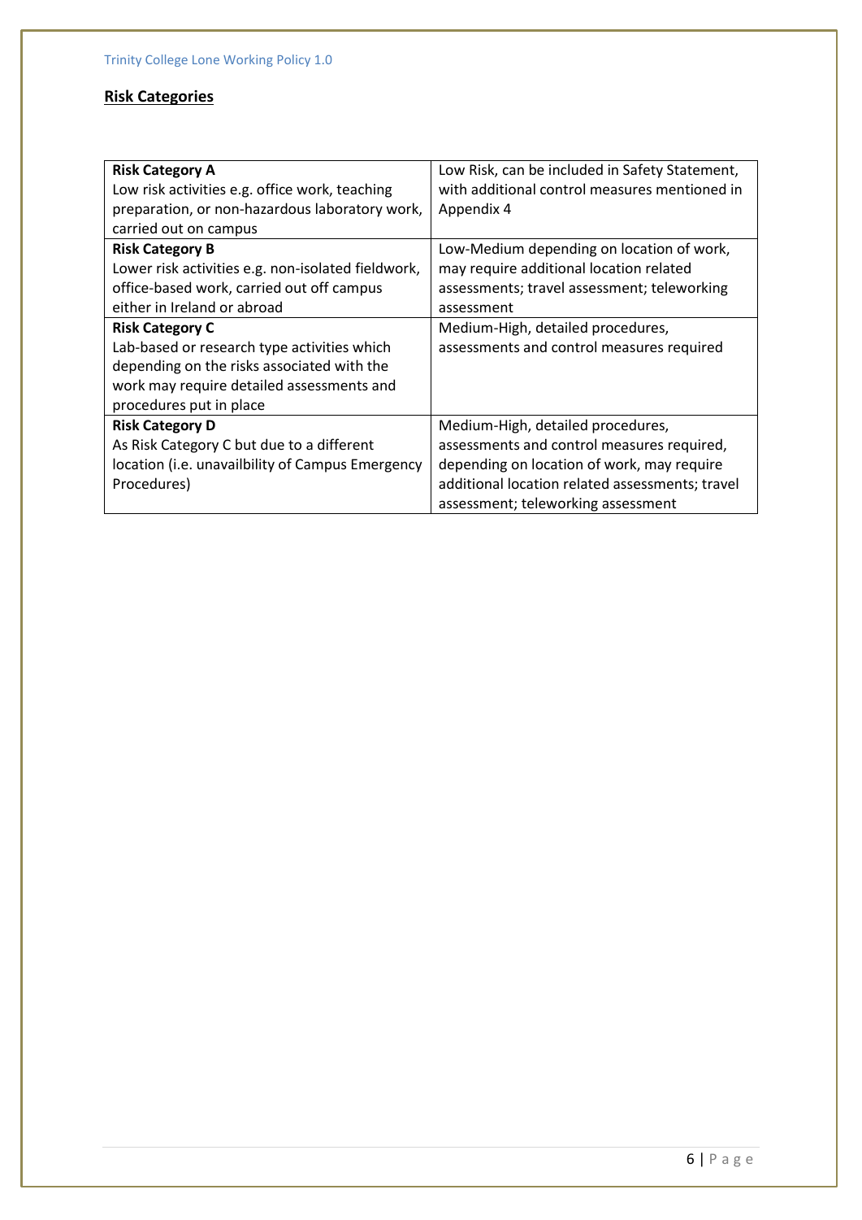## Risk Categories

| **Risk Category A**<br>Low risk activities e.g. office work, teaching preparation, or non-hazardous laboratory work, carried out on campus | Low Risk, can be included in Safety Statement, with additional control measures mentioned in Appendix 4 |
|---|---|
| **Risk Category B**<br>Lower risk activities e.g. non-isolated fieldwork, office-based work, carried out off campus either in Ireland or abroad | Low-Medium depending on location of work, may require additional location related assessments; travel assessment; teleworking assessment |
| **Risk Category C**<br>Lab-based or research type activities which depending on the risks associated with the work may require detailed assessments and procedures put in place | Medium-High, detailed procedures, assessments and control measures required |
| **Risk Category D**<br>As Risk Category C but due to a different location (i.e. unavailbility of Campus Emergency Procedures) | Medium-High, detailed procedures, assessments and control measures required, depending on location of work, may require additional location related assessments; travel assessment; teleworking assessment |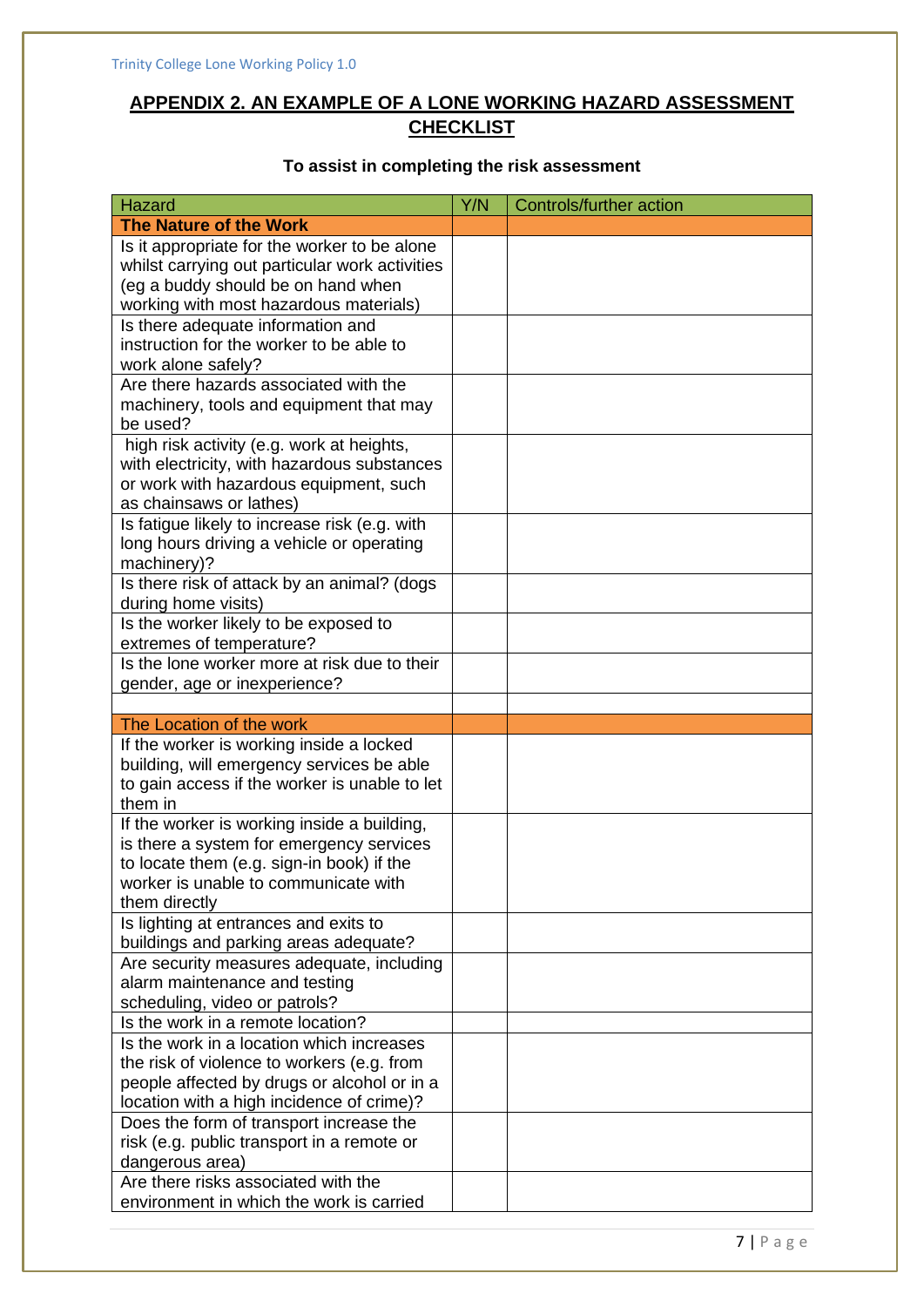## APPENDIX 2. AN EXAMPLE OF A LONE WORKING HAZARD ASSESSMENT CHECKLIST

**To assist in completing the risk assessment**

| Hazard | Y/N | Controls/further action |
|---|---|---|
| **The Nature of the Work** | | |
| Is it appropriate for the worker to be alone whilst carrying out particular work activities (eg a buddy should be on hand when working with most hazardous materials) | | |
| Is there adequate information and instruction for the worker to be able to work alone safely? | | |
| Are there hazards associated with the machinery, tools and equipment that may be used? | | |
| high risk activity (e.g. work at heights, with electricity, with hazardous substances or work with hazardous equipment, such as chainsaws or lathes) | | |
| Is fatigue likely to increase risk (e.g. with long hours driving a vehicle or operating machinery)? | | |
| Is there risk of attack by an animal? (dogs during home visits) | | |
| Is the worker likely to be exposed to extremes of temperature? | | |
| Is the lone worker more at risk due to their gender, age or inexperience? | | |
| | | |
| The Location of the work | | |
| If the worker is working inside a locked building, will emergency services be able to gain access if the worker is unable to let them in | | |
| If the worker is working inside a building, is there a system for emergency services to locate them (e.g. sign-in book) if the worker is unable to communicate with them directly | | |
| Is lighting at entrances and exits to buildings and parking areas adequate? | | |
| Are security measures adequate, including alarm maintenance and testing scheduling, video or patrols? | | |
| Is the work in a remote location? | | |
| Is the work in a location which increases the risk of violence to workers (e.g. from people affected by drugs or alcohol or in a location with a high incidence of crime)? | | |
| Does the form of transport increase the risk (e.g. public transport in a remote or dangerous area) | | |
| Are there risks associated with the environment in which the work is carried | | |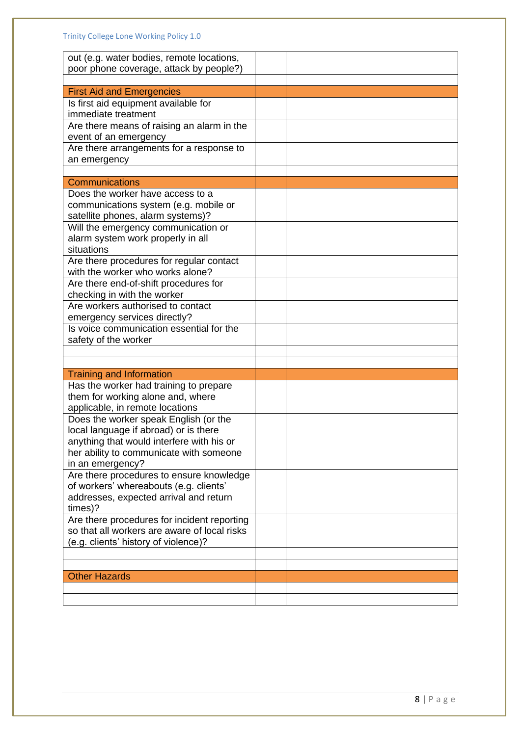| out (e.g. water bodies, remote locations, poor phone coverage, attack by people?) | | |
|---|---|---|
| | | |
| First Aid and Emergencies | | |
| Is first aid equipment available for immediate treatment | | |
| Are there means of raising an alarm in the event of an emergency | | |
| Are there arrangements for a response to an emergency | | |
| | | |
| Communications | | |
| Does the worker have access to a communications system (e.g. mobile or satellite phones, alarm systems)? | | |
| Will the emergency communication or alarm system work properly in all situations | | |
| Are there procedures for regular contact with the worker who works alone? | | |
| Are there end-of-shift procedures for checking in with the worker | | |
| Are workers authorised to contact emergency services directly? | | |
| Is voice communication essential for the safety of the worker | | |
| | | |
| | | |
| Training and Information | | |
| Has the worker had training to prepare them for working alone and, where applicable, in remote locations | | |
| Does the worker speak English (or the local language if abroad) or is there anything that would interfere with his or her ability to communicate with someone in an emergency? | | |
| Are there procedures to ensure knowledge of workers' whereabouts (e.g. clients' addresses, expected arrival and return times)? | | |
| Are there procedures for incident reporting so that all workers are aware of local risks (e.g. clients' history of violence)? | | |
| | | |
| | | |
| Other Hazards | | |
| | | |
| | | |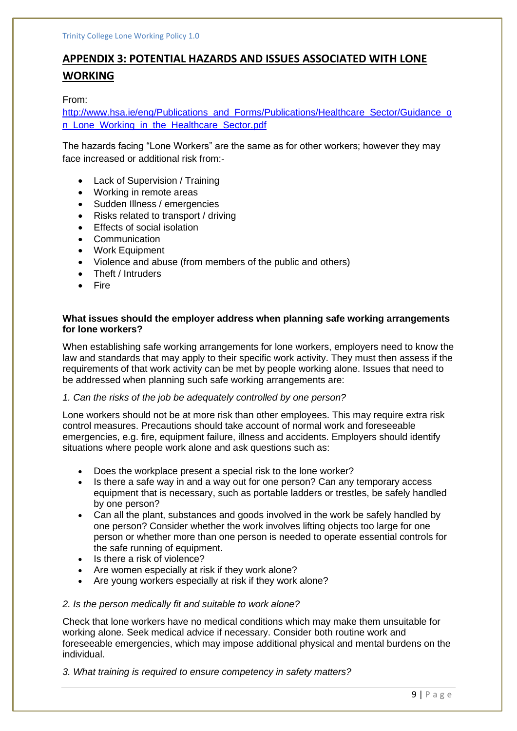## APPENDIX 3: POTENTIAL HAZARDS AND ISSUES ASSOCIATED WITH LONE WORKING

From:
[http://www.hsa.ie/eng/Publications_and_Forms/Publications/Healthcare_Sector/Guidance_on_Lone_Working_in_the_Healthcare_Sector.pdf](http://www.hsa.ie/eng/Publications_and_Forms/Publications/Healthcare_Sector/Guidance_on_Lone_Working_in_the_Healthcare_Sector.pdf)

The hazards facing "Lone Workers" are the same as for other workers; however they may face increased or additional risk from:-

- Lack of Supervision / Training
- Working in remote areas
- Sudden Illness / emergencies
- Risks related to transport / driving
- Effects of social isolation
- Communication
- Work Equipment
- Violence and abuse (from members of the public and others)
- Theft / Intruders
- Fire

**What issues should the employer address when planning safe working arrangements for lone workers?**

When establishing safe working arrangements for lone workers, employers need to know the law and standards that may apply to their specific work activity. They must then assess if the requirements of that work activity can be met by people working alone. Issues that need to be addressed when planning such safe working arrangements are:

*1. Can the risks of the job be adequately controlled by one person?*

Lone workers should not be at more risk than other employees. This may require extra risk control measures. Precautions should take account of normal work and foreseeable emergencies, e.g. fire, equipment failure, illness and accidents. Employers should identify situations where people work alone and ask questions such as:

- Does the workplace present a special risk to the lone worker?
- Is there a safe way in and a way out for one person? Can any temporary access equipment that is necessary, such as portable ladders or trestles, be safely handled by one person?
- Can all the plant, substances and goods involved in the work be safely handled by one person? Consider whether the work involves lifting objects too large for one person or whether more than one person is needed to operate essential controls for the safe running of equipment.
- Is there a risk of violence?
- Are women especially at risk if they work alone?
- Are young workers especially at risk if they work alone?

*2. Is the person medically fit and suitable to work alone?*

Check that lone workers have no medical conditions which may make them unsuitable for working alone. Seek medical advice if necessary. Consider both routine work and foreseeable emergencies, which may impose additional physical and mental burdens on the individual.

*3. What training is required to ensure competency in safety matters?*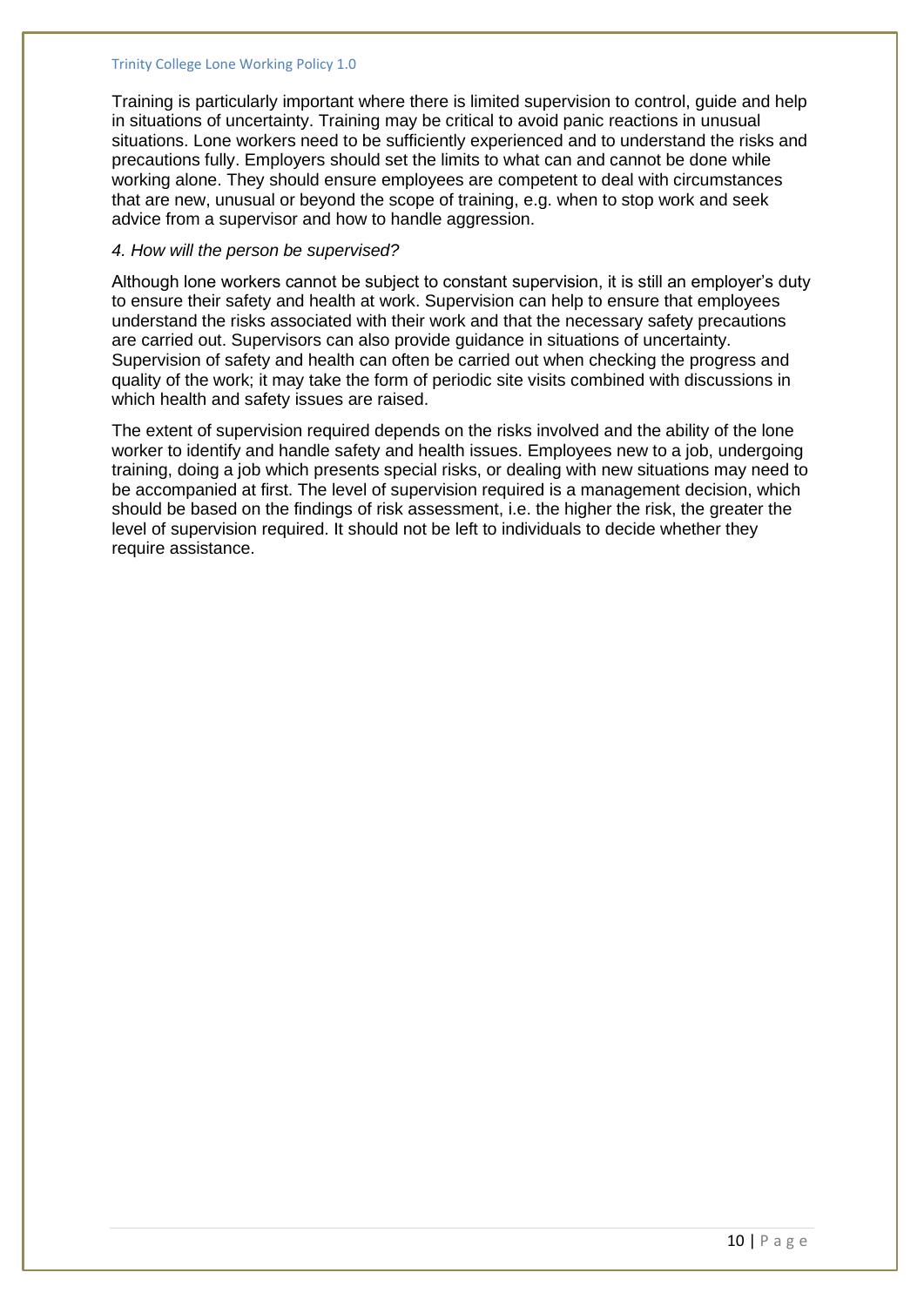Training is particularly important where there is limited supervision to control, guide and help in situations of uncertainty. Training may be critical to avoid panic reactions in unusual situations. Lone workers need to be sufficiently experienced and to understand the risks and precautions fully. Employers should set the limits to what can and cannot be done while working alone. They should ensure employees are competent to deal with circumstances that are new, unusual or beyond the scope of training, e.g. when to stop work and seek advice from a supervisor and how to handle aggression.

*4. How will the person be supervised?*

Although lone workers cannot be subject to constant supervision, it is still an employer's duty to ensure their safety and health at work. Supervision can help to ensure that employees understand the risks associated with their work and that the necessary safety precautions are carried out. Supervisors can also provide guidance in situations of uncertainty. Supervision of safety and health can often be carried out when checking the progress and quality of the work; it may take the form of periodic site visits combined with discussions in which health and safety issues are raised.

The extent of supervision required depends on the risks involved and the ability of the lone worker to identify and handle safety and health issues. Employees new to a job, undergoing training, doing a job which presents special risks, or dealing with new situations may need to be accompanied at first. The level of supervision required is a management decision, which should be based on the findings of risk assessment, i.e. the higher the risk, the greater the level of supervision required. It should not be left to individuals to decide whether they require assistance.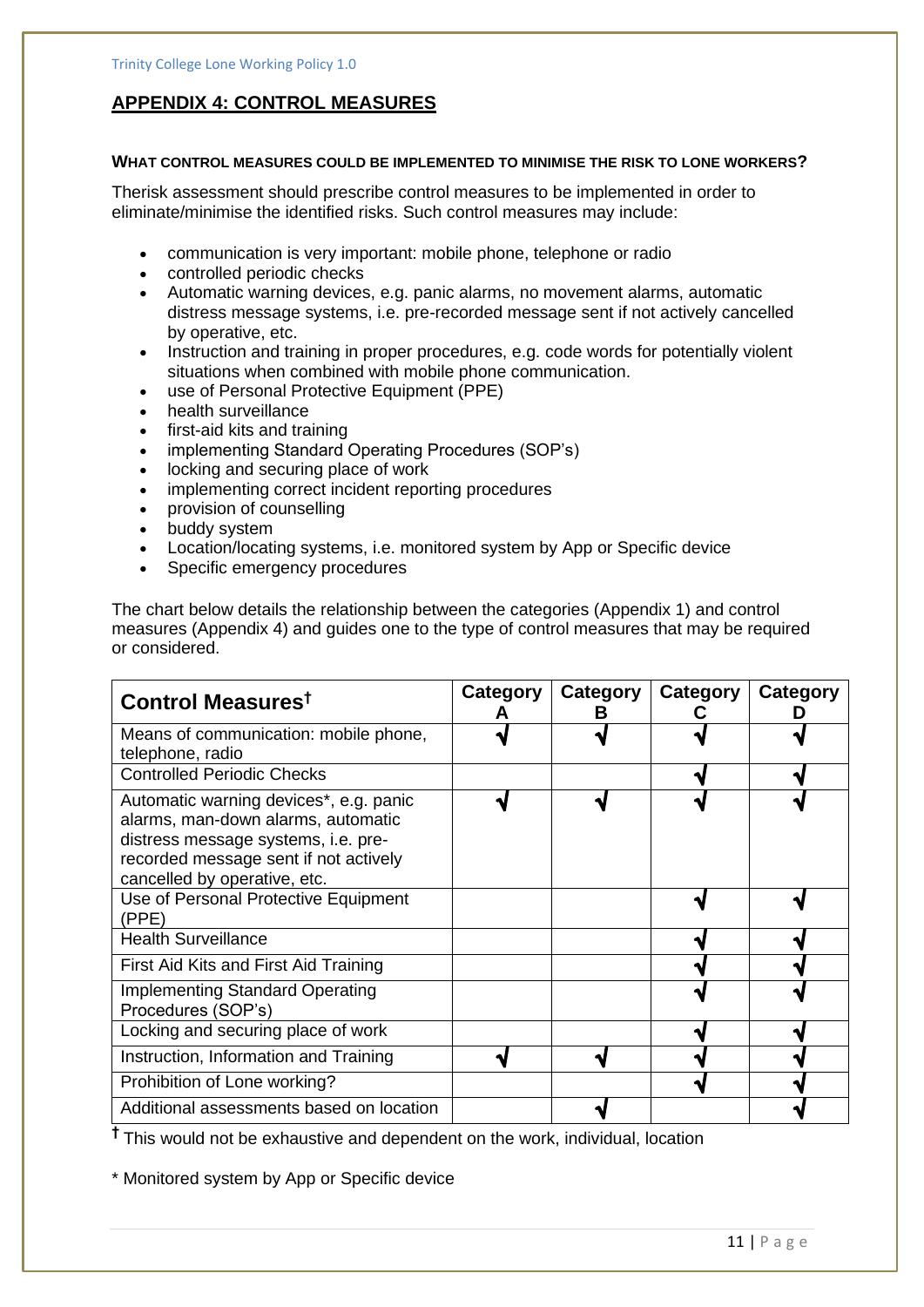## APPENDIX 4: CONTROL MEASURES

#### WHAT CONTROL MEASURES COULD BE IMPLEMENTED TO MINIMISE THE RISK TO LONE WORKERS?

Therisk assessment should prescribe control measures to be implemented in order to eliminate/minimise the identified risks. Such control measures may include:

- communication is very important: mobile phone, telephone or radio
- controlled periodic checks
- Automatic warning devices, e.g. panic alarms, no movement alarms, automatic distress message systems, i.e. pre-recorded message sent if not actively cancelled by operative, etc.
- Instruction and training in proper procedures, e.g. code words for potentially violent situations when combined with mobile phone communication.
- use of Personal Protective Equipment (PPE)
- health surveillance
- first-aid kits and training
- implementing Standard Operating Procedures (SOP's)
- locking and securing place of work
- implementing correct incident reporting procedures
- provision of counselling
- buddy system
- Location/locating systems, i.e. monitored system by App or Specific device
- Specific emergency procedures

The chart below details the relationship between the categories (Appendix 1) and control measures (Appendix 4) and guides one to the type of control measures that may be required or considered.

| Control Measures† | Category A | Category B | Category C | Category D |
|---|---|---|---|---|
| Means of communication: mobile phone, telephone, radio | √ | √ | √ | √ |
| Controlled Periodic Checks | | | √ | √ |
| Automatic warning devices*, e.g. panic alarms, man-down alarms, automatic distress message systems, i.e. pre-recorded message sent if not actively cancelled by operative, etc. | √ | √ | √ | √ |
| Use of Personal Protective Equipment (PPE) | | | √ | √ |
| Health Surveillance | | | √ | √ |
| First Aid Kits and First Aid Training | | | √ | √ |
| Implementing Standard Operating Procedures (SOP's) | | | √ | √ |
| Locking and securing place of work | | | √ | √ |
| Instruction, Information and Training | √ | √ | √ | √ |
| Prohibition of Lone working? | | | √ | √ |
| Additional assessments based on location | | √ | | √ |

† This would not be exhaustive and dependent on the work, individual, location

\* Monitored system by App or Specific device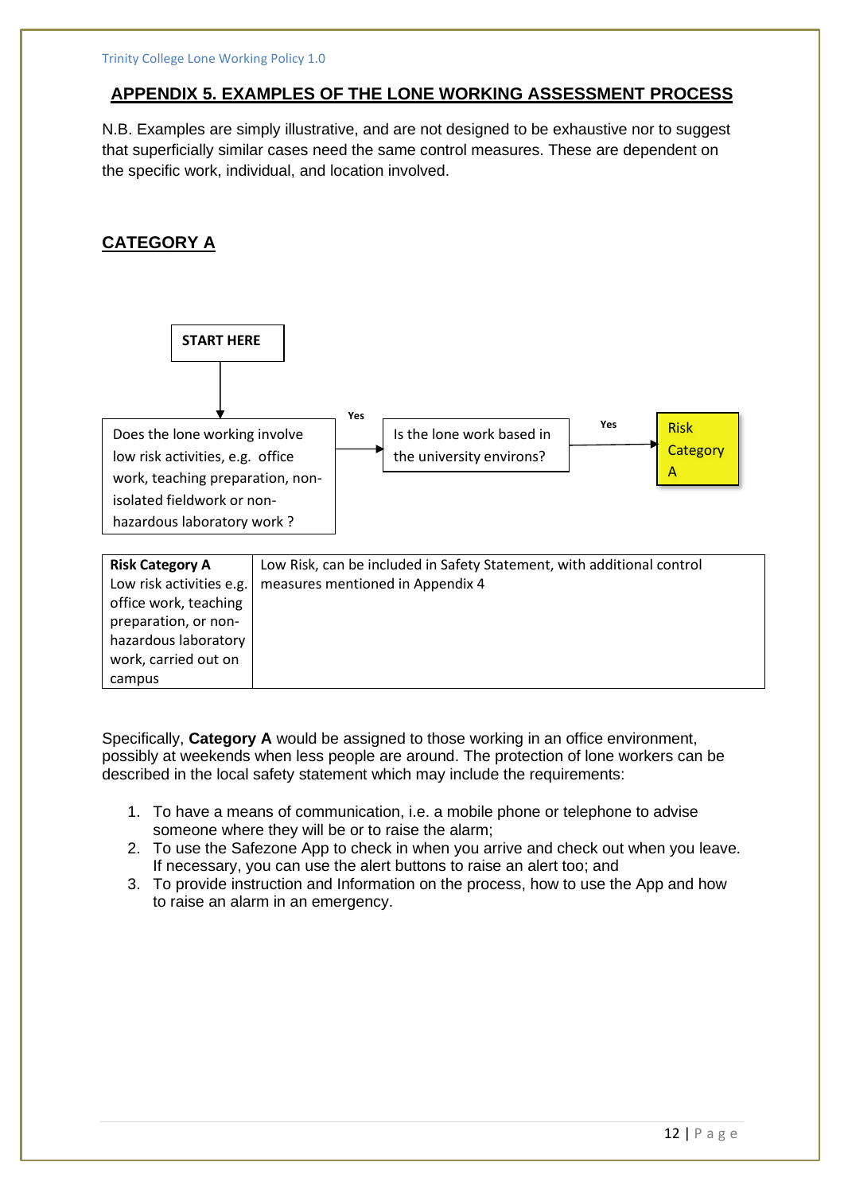## APPENDIX 5. EXAMPLES OF THE LONE WORKING ASSESSMENT PROCESS

N.B. Examples are simply illustrative, and are not designed to be exhaustive nor to suggest that superficially similar cases need the same control measures. These are dependent on the specific work, individual, and location involved.

### CATEGORY A

START HERE

Does the lone working involve low risk activities, e.g. office work, teaching preparation, non-isolated fieldwork or non-hazardous laboratory work ?

Yes

Is the lone work based in the university environs?

Yes

Risk Category A

| Risk Category A<br>Low risk activities e.g. office work, teaching preparation, or non-hazardous laboratory work, carried out on campus | Low Risk, can be included in Safety Statement, with additional control measures mentioned in Appendix 4 |
|---|---|

Specifically, **Category A** would be assigned to those working in an office environment, possibly at weekends when less people are around. The protection of lone workers can be described in the local safety statement which may include the requirements:

1. To have a means of communication, i.e. a mobile phone or telephone to advise someone where they will be or to raise the alarm;
2. To use the Safezone App to check in when you arrive and check out when you leave. If necessary, you can use the alert buttons to raise an alert too; and
3. To provide instruction and Information on the process, how to use the App and how to raise an alarm in an emergency.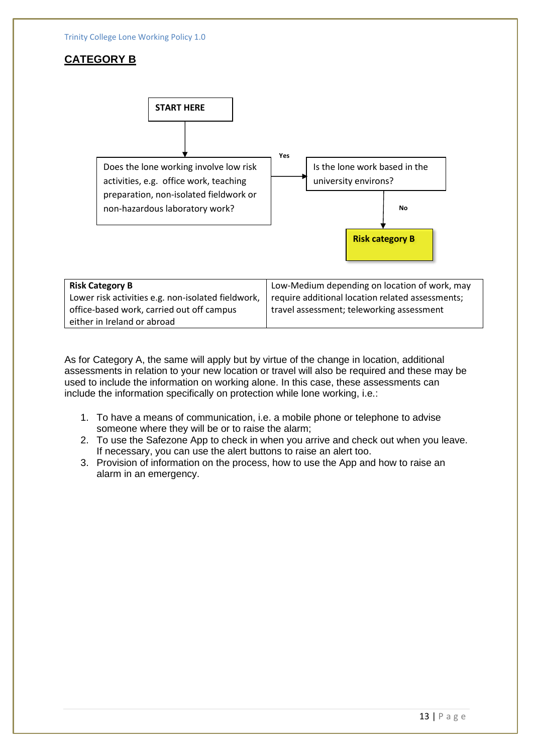## CATEGORY B

START HERE

Does the lone working involve low risk activities, e.g. office work, teaching preparation, non-isolated fieldwork or non-hazardous laboratory work?

Yes

Is the lone work based in the university environs?

No

Risk category B

| **Risk Category B**<br>Lower risk activities e.g. non-isolated fieldwork, office-based work, carried out off campus either in Ireland or abroad | Low-Medium depending on location of work, may require additional location related assessments; travel assessment; teleworking assessment |
|---|---|

As for Category A, the same will apply but by virtue of the change in location, additional assessments in relation to your new location or travel will also be required and these may be used to include the information on working alone. In this case, these assessments can include the information specifically on protection while lone working, i.e.:

1. To have a means of communication, i.e. a mobile phone or telephone to advise someone where they will be or to raise the alarm;
2. To use the Safezone App to check in when you arrive and check out when you leave. If necessary, you can use the alert buttons to raise an alert too.
3. Provision of information on the process, how to use the App and how to raise an alarm in an emergency.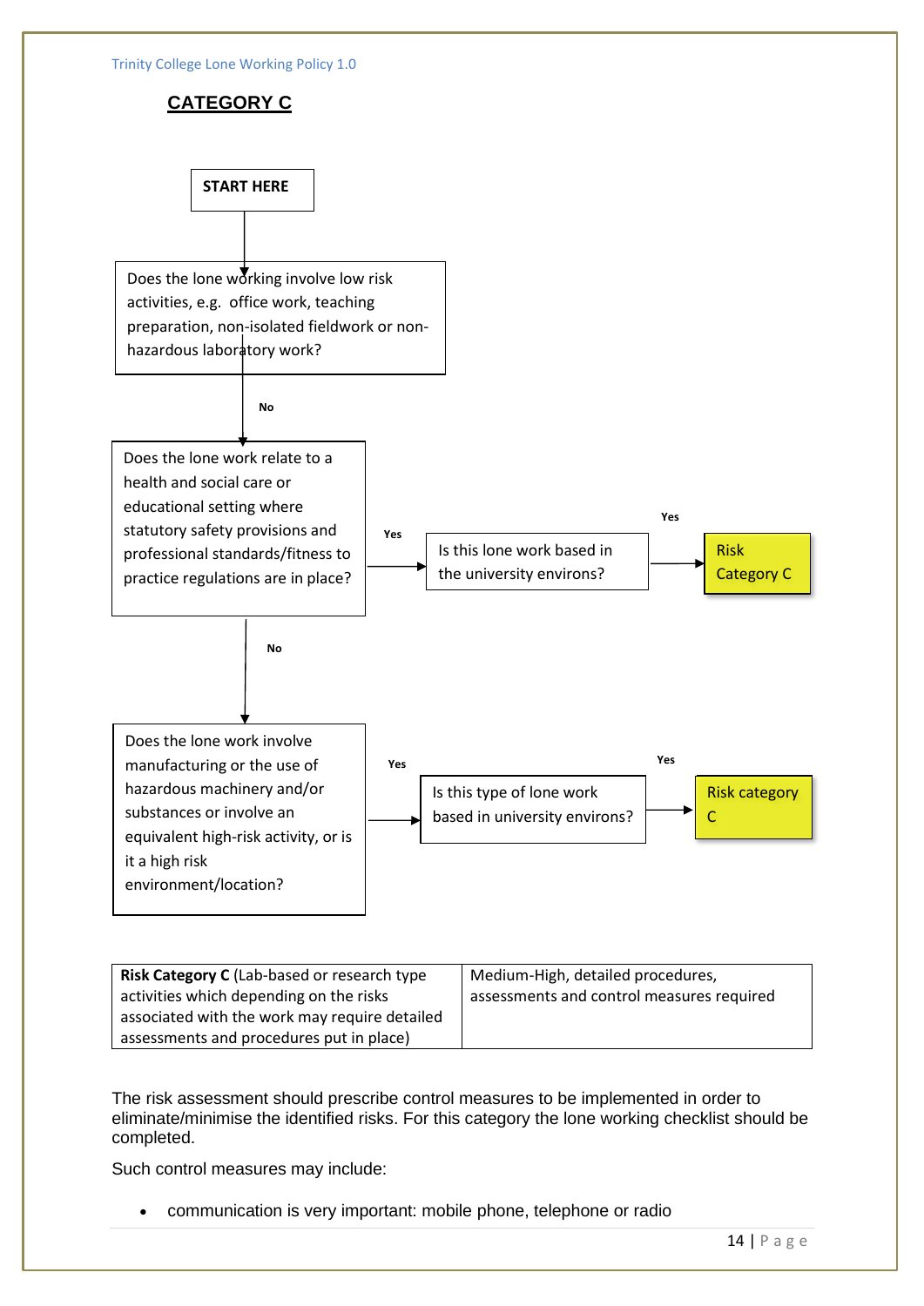## CATEGORY C

START HERE

Does the lone working involve low risk activities, e.g. office work, teaching preparation, non-isolated fieldwork or non-hazardous laboratory work?

No

Does the lone work relate to a health and social care or educational setting where statutory safety provisions and professional standards/fitness to practice regulations are in place?

Yes → Is this lone work based in the university environs? → Yes → Risk Category C

No

Does the lone work involve manufacturing or the use of hazardous machinery and/or substances or involve an equivalent high-risk activity, or is it a high risk environment/location?

Yes → Is this type of lone work based in university environs? → Yes → Risk category C

| **Risk Category C** (Lab-based or research type activities which depending on the risks associated with the work may require detailed assessments and procedures put in place) | Medium-High, detailed procedures, assessments and control measures required |
|---|---|

The risk assessment should prescribe control measures to be implemented in order to eliminate/minimise the identified risks. For this category the lone working checklist should be completed.

Such control measures may include:

- communication is very important: mobile phone, telephone or radio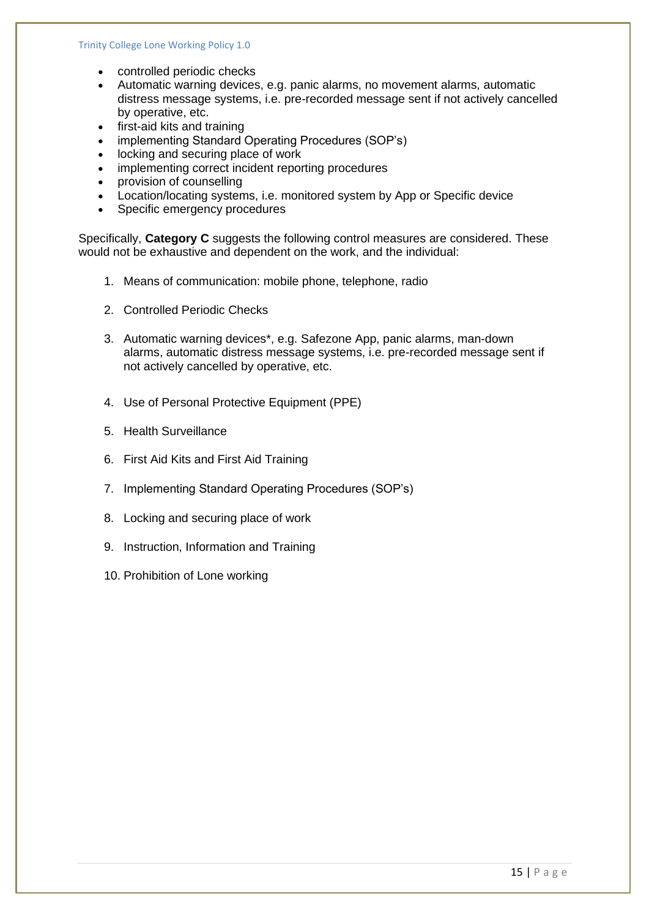- controlled periodic checks
- Automatic warning devices, e.g. panic alarms, no movement alarms, automatic distress message systems, i.e. pre-recorded message sent if not actively cancelled by operative, etc.
- first-aid kits and training
- implementing Standard Operating Procedures (SOP's)
- locking and securing place of work
- implementing correct incident reporting procedures
- provision of counselling
- Location/locating systems, i.e. monitored system by App or Specific device
- Specific emergency procedures

Specifically, **Category C** suggests the following control measures are considered. These would not be exhaustive and dependent on the work, and the individual:

1. Means of communication: mobile phone, telephone, radio
2. Controlled Periodic Checks
3. Automatic warning devices*, e.g. Safezone App, panic alarms, man-down alarms, automatic distress message systems, i.e. pre-recorded message sent if not actively cancelled by operative, etc.
4. Use of Personal Protective Equipment (PPE)
5. Health Surveillance
6. First Aid Kits and First Aid Training
7. Implementing Standard Operating Procedures (SOP's)
8. Locking and securing place of work
9. Instruction, Information and Training
10. Prohibition of Lone working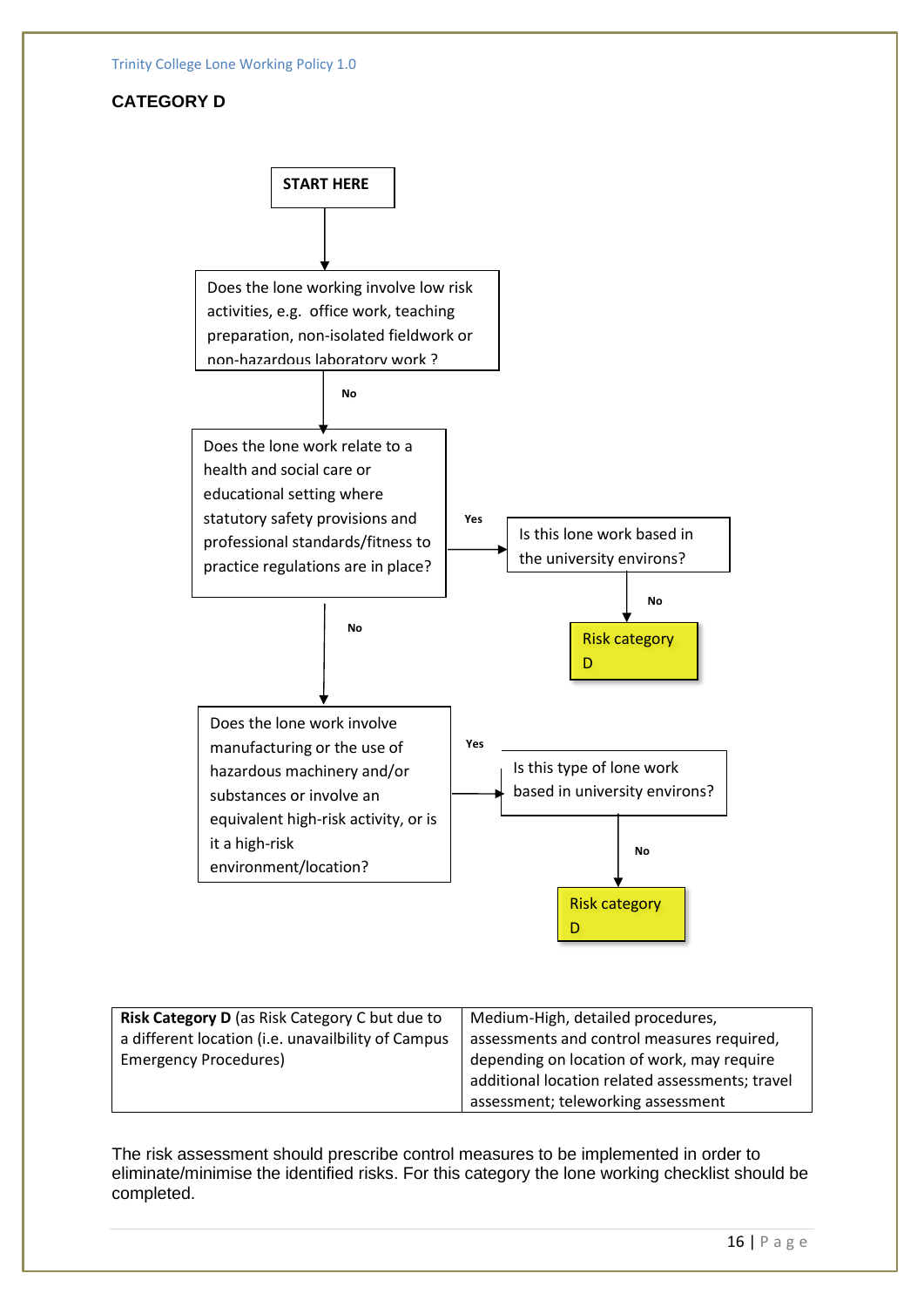**CATEGORY D**

START HERE

↓

Does the lone working involve low risk activities, e.g. office work, teaching preparation, non-isolated fieldwork or non-hazardous laboratory work ?

↓ **No**

Does the lone work relate to a health and social care or educational setting where statutory safety provisions and professional standards/fitness to practice regulations are in place?

→ **Yes** → Is this lone work based in the university environs? → **No** → Risk category D

↓ **No**

Does the lone work involve manufacturing or the use of hazardous machinery and/or substances or involve an equivalent high-risk activity, or is it a high-risk environment/location?

→ **Yes** → Is this type of lone work based in university environs? → **No** → Risk category D

| **Risk Category D** (as Risk Category C but due to a different location (i.e. unavailbility of Campus Emergency Procedures) | Medium-High, detailed procedures, assessments and control measures required, depending on location of work, may require additional location related assessments; travel assessment; teleworking assessment |
|---|---|

The risk assessment should prescribe control measures to be implemented in order to eliminate/minimise the identified risks. For this category the lone working checklist should be completed.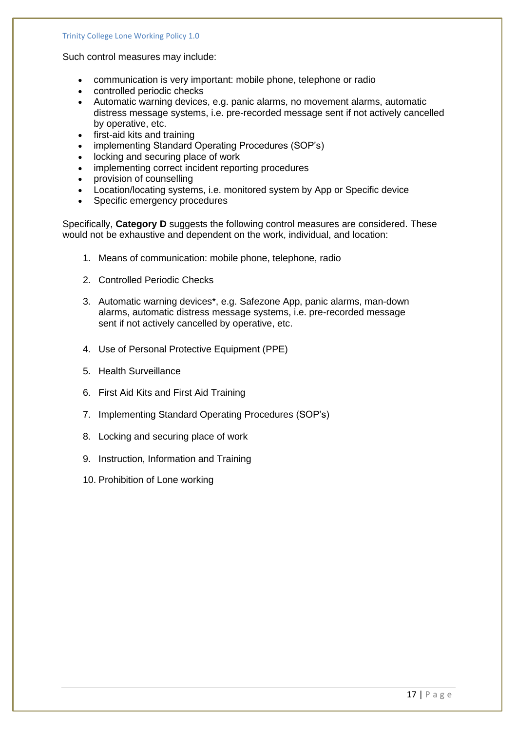Such control measures may include:

- communication is very important: mobile phone, telephone or radio
- controlled periodic checks
- Automatic warning devices, e.g. panic alarms, no movement alarms, automatic distress message systems, i.e. pre-recorded message sent if not actively cancelled by operative, etc.
- first-aid kits and training
- implementing Standard Operating Procedures (SOP's)
- locking and securing place of work
- implementing correct incident reporting procedures
- provision of counselling
- Location/locating systems, i.e. monitored system by App or Specific device
- Specific emergency procedures

Specifically, **Category D** suggests the following control measures are considered. These would not be exhaustive and dependent on the work, individual, and location:

1. Means of communication: mobile phone, telephone, radio
2. Controlled Periodic Checks
3. Automatic warning devices*, e.g. Safezone App, panic alarms, man-down alarms, automatic distress message systems, i.e. pre-recorded message sent if not actively cancelled by operative, etc.
4. Use of Personal Protective Equipment (PPE)
5. Health Surveillance
6. First Aid Kits and First Aid Training
7. Implementing Standard Operating Procedures (SOP's)
8. Locking and securing place of work
9. Instruction, Information and Training
10. Prohibition of Lone working